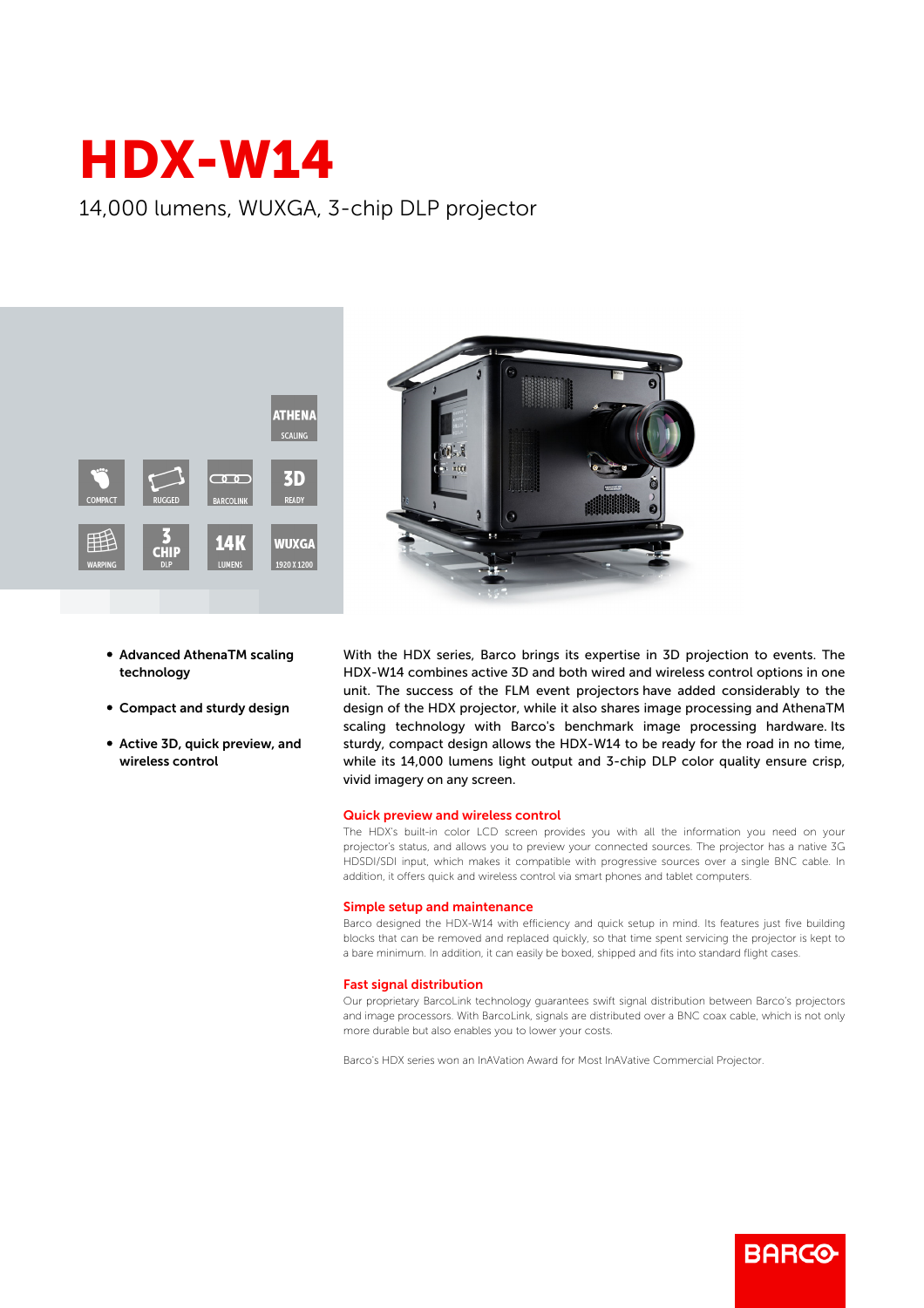# HDX-W14

14,000 lumens, WUXGA, 3-chip DLP projector

- **Advanced AthenaTM scaling technology**
- **Compact and sturdy design**
- **Active 3D, quick preview, and wireless control**

With the HDX series, Barco brings its expertise in 3D projection to events. The HDX-W14 combines active 3D and both wired and wireless control options in one unit. The success of the FLM event projectors have added considerably to the design of the HDX projector, while it also shares image processing and AthenaTM scaling technology with Barco's benchmark image processing hardware. Its sturdy, compact design allows the HDX-W14 to be ready for the road in no time, while its 14,000 lumens light output and 3-chip DLP color quality ensure crisp, vivid imagery on any screen.

## Quick preview and wireless control

The HDX's built-in color LCD screen provides you with all the information you need on your projector's status, and allows you to preview your connected sources. The projector has a native 3G HDSDI/SDI input, which makes it compatible with progressive sources over a single BNC cable. In addition, it offers quick and wireless control via smart phones and tablet computers.

## Simple setup and maintenance

Barco designed the HDX-W14 with efficiency and quick setup in mind. Its features just five building blocks that can be removed and replaced quickly, so that time spent servicing the projector is kept to a bare minimum. In addition, it can easily be boxed, shipped and fits into standard flight cases.

## Fast signal distribution

Our proprietary BarcoLink technology guarantees swift signal distribution between Barco's projectors and image processors. With BarcoLink, signals are distributed over a BNC coax cable, which is not only more durable but also enables you to lower your costs.

Barco's HDX series won an InAVation Award for Most InAVative Commercial Projector.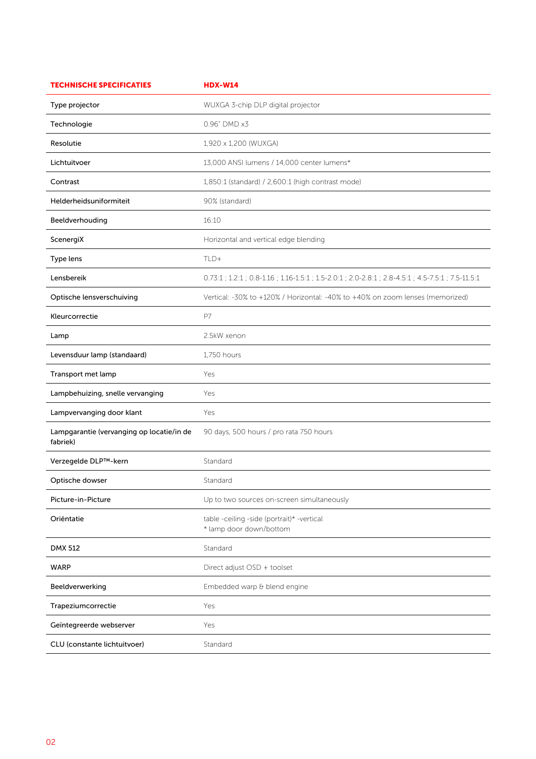| TECHNISCHE SPECIFICATIES | HDX-W14 |
|---|---|
| Type projector | WUXGA 3-chip DLP digital projector |
| Technologie | 0.96" DMD x3 |
| Resolutie | 1,920 x 1,200 (WUXGA) |
| Lichtuitvoer | 13,000 ANSI lumens / 14,000 center lumens* |
| Contrast | 1,850:1 (standard) / 2,600:1 (high contrast mode) |
| Helderheidsuniformiteit | 90% (standard) |
| Beeldverhouding | 16:10 |
| ScenergiX | Horizontal and vertical edge blending |
| Type lens | TLD+ |
| Lensbereik | 0.73:1 ; 1.2:1 ; 0.8-1.16 ; 1.16-1.5:1 ; 1.5-2.0:1 ; 2.0-2.8:1 ; 2.8-4.5:1 ; 4.5-7.5:1 ; 7.5-11.5:1 |
| Optische lensverschuiving | Vertical: -30% to +120% / Horizontal: -40% to +40% on zoom lenses (memorized) |
| Kleurcorrectie | P7 |
| Lamp | 2.5kW xenon |
| Levensduur lamp (standaard) | 1,750 hours |
| Transport met lamp | Yes |
| Lampbehuizing, snelle vervanging | Yes |
| Lampvervanging door klant | Yes |
| Lampgarantie (vervanging op locatie/in de fabriek) | 90 days, 500 hours / pro rata 750 hours |
| Verzegelde DLP™-kern | Standard |
| Optische dowser | Standard |
| Picture-in-Picture | Up to two sources on-screen simultaneously |
| Oriëntatie | table -ceiling -side (portrait)* -vertical<br>* lamp door down/bottom |
| DMX 512 | Standard |
| WARP | Direct adjust OSD + toolset |
| Beeldverwerking | Embedded warp & blend engine |
| Trapeziumcorrectie | Yes |
| Geïntegreerde webserver | Yes |
| CLU (constante lichtuitvoer) | Standard |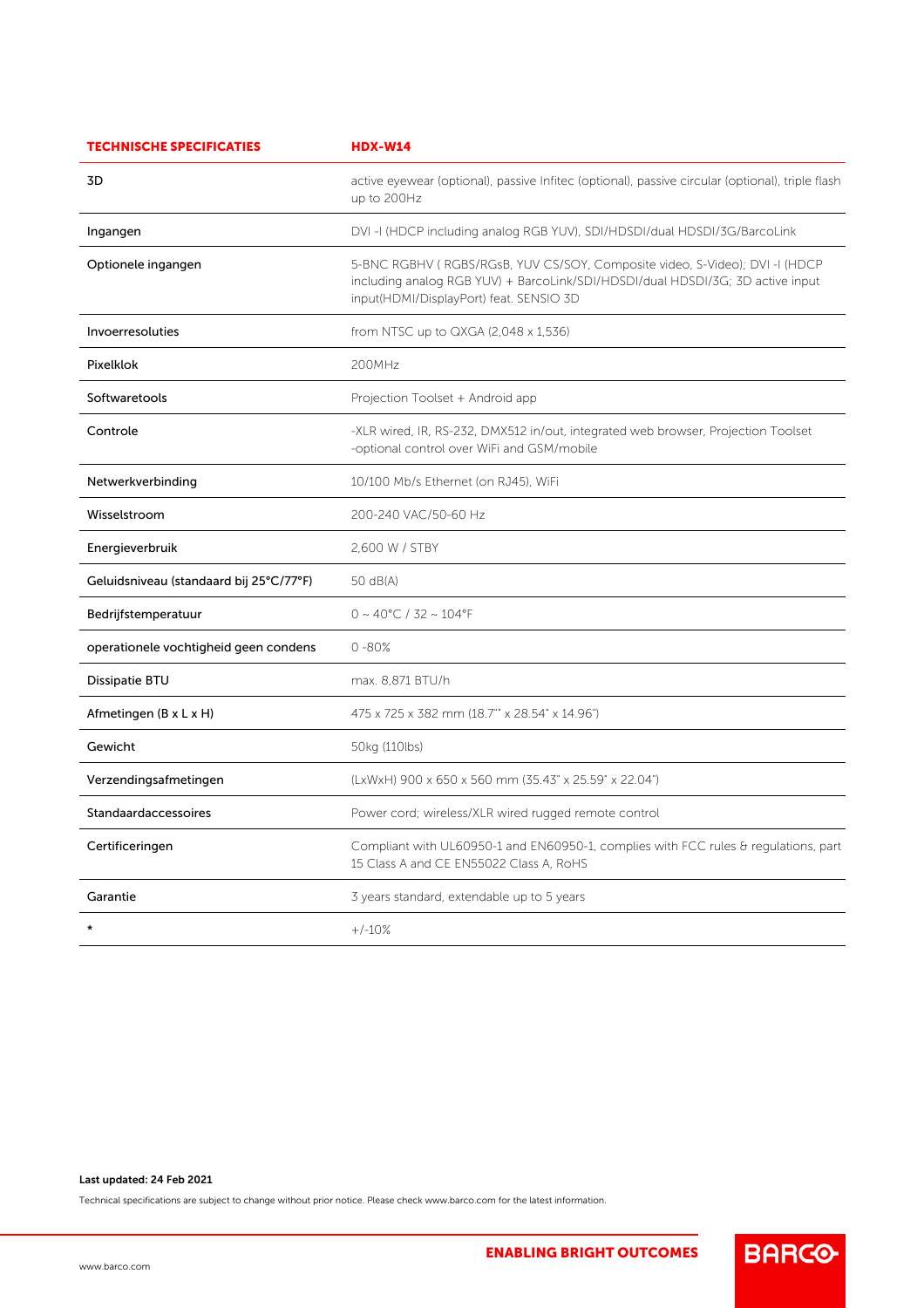| TECHNISCHE SPECIFICATIES | HDX-W14 |
|---|---|
| 3D | active eyewear (optional), passive Infitec (optional), passive circular (optional), triple flash up to 200Hz |
| Ingangen | DVI -I (HDCP including analog RGB YUV), SDI/HDSDI/dual HDSDI/3G/BarcoLink |
| Optionele ingangen | 5-BNC RGBHV ( RGBS/RGsB, YUV CS/SOY, Composite video, S-Video); DVI -I (HDCP including analog RGB YUV) + BarcoLink/SDI/HDSDI/dual HDSDI/3G; 3D active input input(HDMI/DisplayPort) feat. SENSIO 3D |
| Invoerresoluties | from NTSC up to QXGA (2,048 x 1,536) |
| Pixelklok | 200MHz |
| Softwaretools | Projection Toolset + Android app |
| Controle | -XLR wired, IR, RS-232, DMX512 in/out, integrated web browser, Projection Toolset -optional control over WiFi and GSM/mobile |
| Netwerkverbinding | 10/100 Mb/s Ethernet (on RJ45), WiFi |
| Wisselstroom | 200-240 VAC/50-60 Hz |
| Energieverbruik | 2,600 W / STBY |
| Geluidsniveau (standaard bij 25°C/77°F) | 50 dB(A) |
| Bedrijfstemperatuur | 0 ~ 40°C / 32 ~ 104°F |
| operationele vochtigheid geen condens | 0 -80% |
| Dissipatie BTU | max. 8,871 BTU/h |
| Afmetingen (B x L x H) | 475 x 725 x 382 mm (18.7"" x 28.54" x 14.96") |
| Gewicht | 50kg (110lbs) |
| Verzendingsafmetingen | (LxWxH) 900 x 650 x 560 mm (35.43" x 25.59" x 22.04") |
| Standaardaccessoires | Power cord; wireless/XLR wired rugged remote control |
| Certificeringen | Compliant with UL60950-1 and EN60950-1, complies with FCC rules & regulations, part 15 Class A and CE EN55022 Class A, RoHS |
| Garantie | 3 years standard, extendable up to 5 years |
| * | +/-10% |

**Last updated: 24 Feb 2021**

Technical specifications are subject to change without prior notice. Please check www.barco.com for the latest information.

ENABLING BRIGHT OUTCOMES

www.barco.com